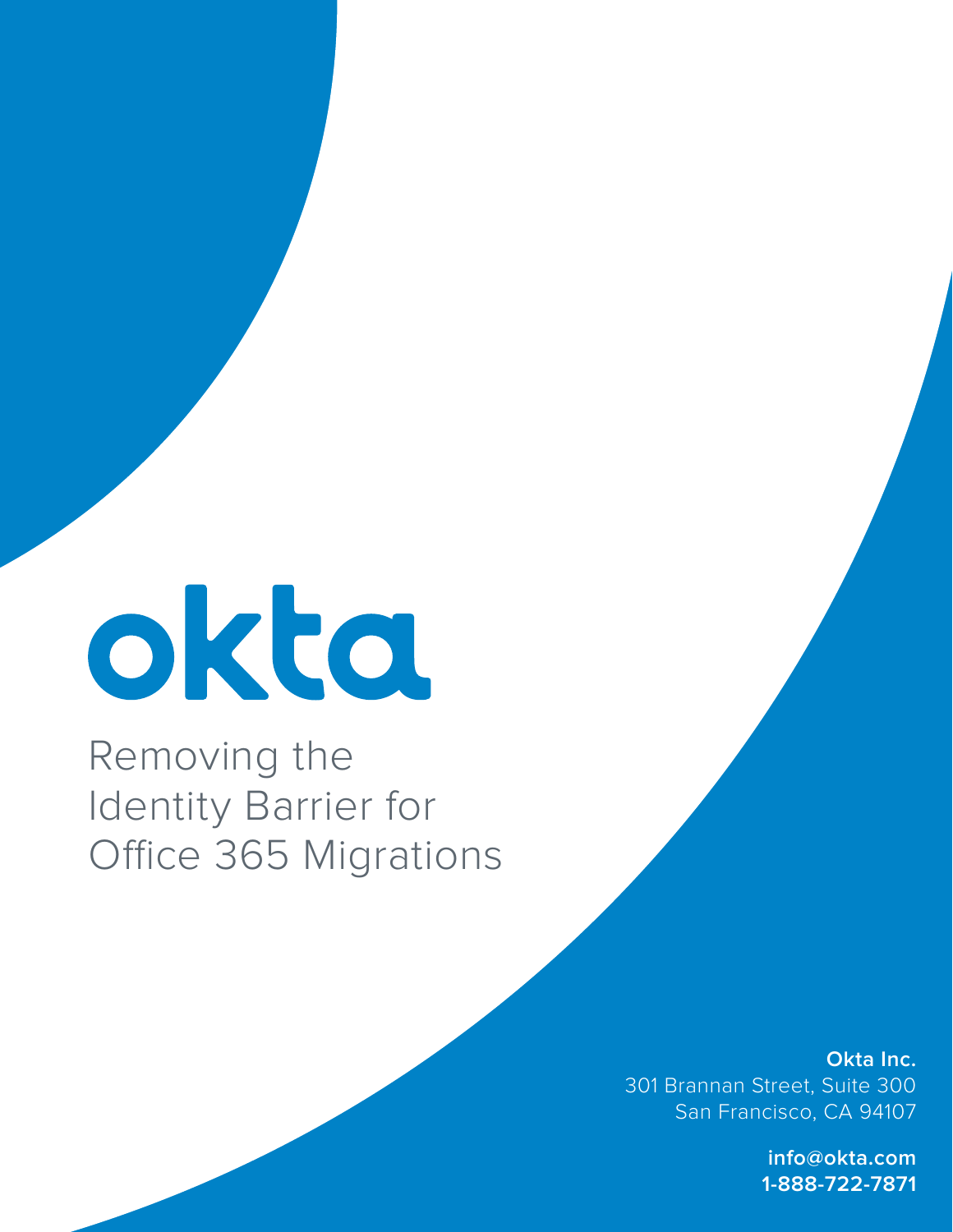okta

# Removing the Identity Barrier for Office 365 Migrations

**Okta Inc.**
301 Brannan Street, Suite 300
San Francisco, CA 94107

**info@okta.com**
**1-888-722-7871**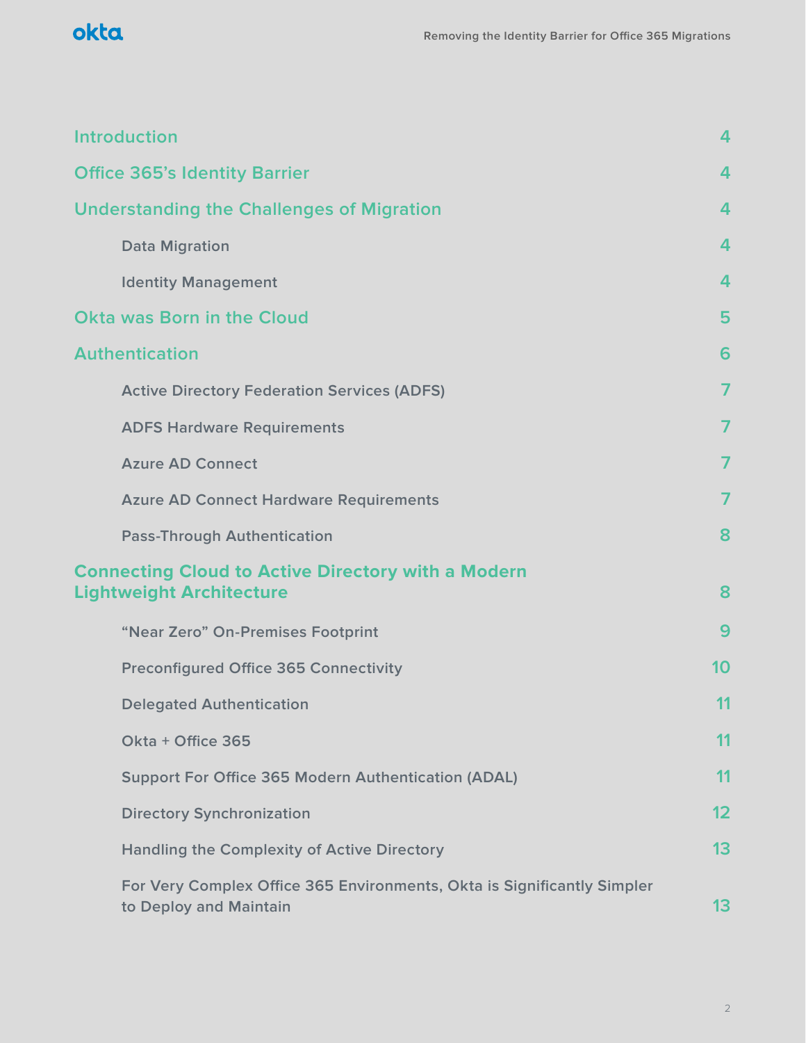| | |
|---|---|
| **Introduction** | 4 |
| **Office 365's Identity Barrier** | 4 |
| **Understanding the Challenges of Migration** | 4 |
| &nbsp;&nbsp;&nbsp;&nbsp;Data Migration | 4 |
| &nbsp;&nbsp;&nbsp;&nbsp;Identity Management | 4 |
| **Okta was Born in the Cloud** | 5 |
| **Authentication** | 6 |
| &nbsp;&nbsp;&nbsp;&nbsp;Active Directory Federation Services (ADFS) | 7 |
| &nbsp;&nbsp;&nbsp;&nbsp;ADFS Hardware Requirements | 7 |
| &nbsp;&nbsp;&nbsp;&nbsp;Azure AD Connect | 7 |
| &nbsp;&nbsp;&nbsp;&nbsp;Azure AD Connect Hardware Requirements | 7 |
| &nbsp;&nbsp;&nbsp;&nbsp;Pass-Through Authentication | 8 |
| **Connecting Cloud to Active Directory with a Modern Lightweight Architecture** | 8 |
| &nbsp;&nbsp;&nbsp;&nbsp;"Near Zero" On-Premises Footprint | 9 |
| &nbsp;&nbsp;&nbsp;&nbsp;Preconfigured Office 365 Connectivity | 10 |
| &nbsp;&nbsp;&nbsp;&nbsp;Delegated Authentication | 11 |
| &nbsp;&nbsp;&nbsp;&nbsp;Okta + Office 365 | 11 |
| &nbsp;&nbsp;&nbsp;&nbsp;Support For Office 365 Modern Authentication (ADAL) | 11 |
| &nbsp;&nbsp;&nbsp;&nbsp;Directory Synchronization | 12 |
| &nbsp;&nbsp;&nbsp;&nbsp;Handling the Complexity of Active Directory | 13 |
| &nbsp;&nbsp;&nbsp;&nbsp;For Very Complex Office 365 Environments, Okta is Significantly Simpler to Deploy and Maintain | 13 |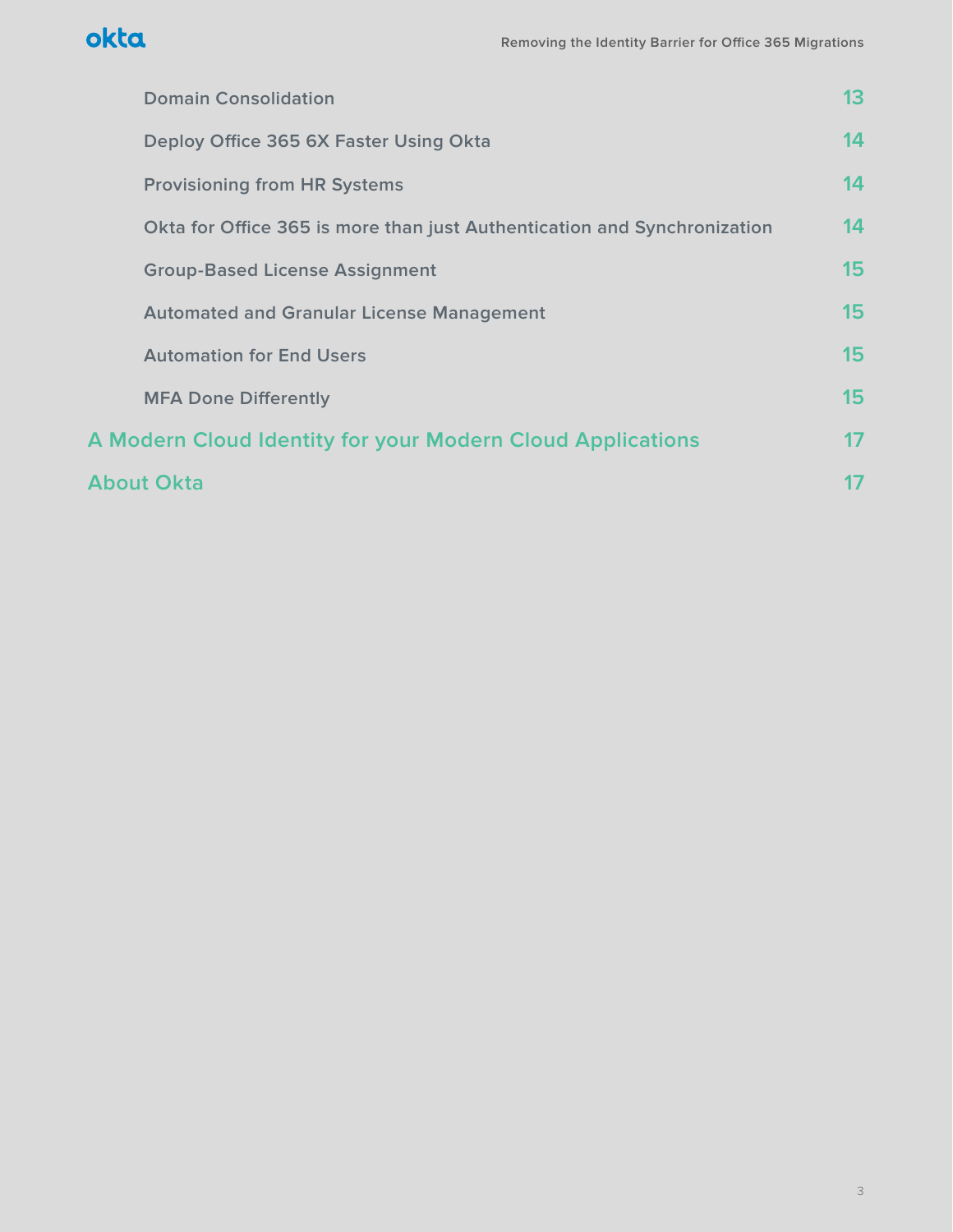- Domain Consolidation — 13
- Deploy Office 365 6X Faster Using Okta — 14
- Provisioning from HR Systems — 14
- Okta for Office 365 is more than just Authentication and Synchronization — 14
- Group-Based License Assignment — 15
- Automated and Granular License Management — 15
- Automation for End Users — 15
- MFA Done Differently — 15

A Modern Cloud Identity for your Modern Cloud Applications — 17

About Okta — 17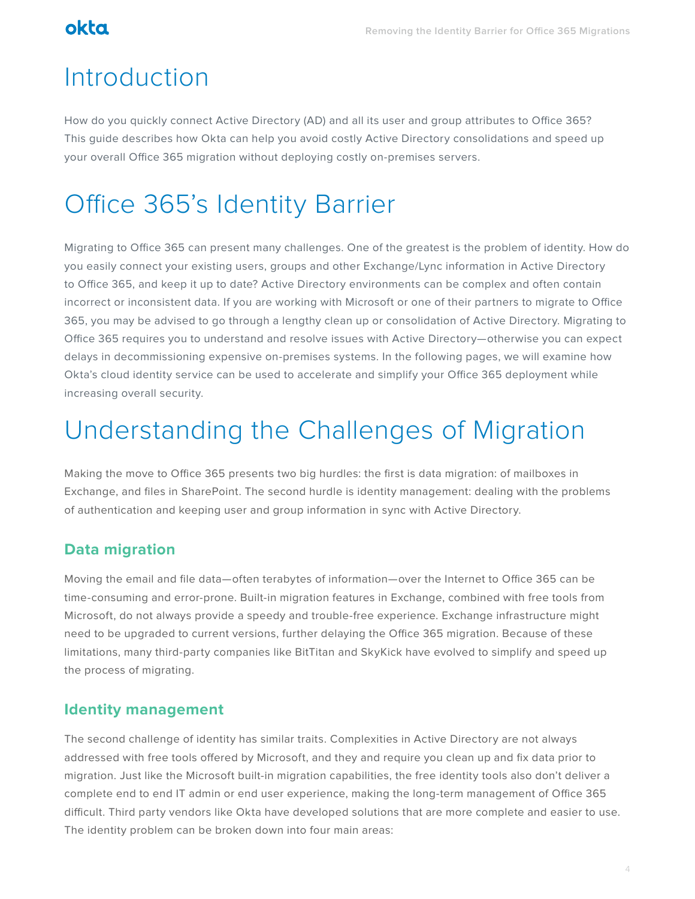# Introduction

How do you quickly connect Active Directory (AD) and all its user and group attributes to Office 365? This guide describes how Okta can help you avoid costly Active Directory consolidations and speed up your overall Office 365 migration without deploying costly on-premises servers.

# Office 365's Identity Barrier

Migrating to Office 365 can present many challenges. One of the greatest is the problem of identity. How do you easily connect your existing users, groups and other Exchange/Lync information in Active Directory to Office 365, and keep it up to date? Active Directory environments can be complex and often contain incorrect or inconsistent data. If you are working with Microsoft or one of their partners to migrate to Office 365, you may be advised to go through a lengthy clean up or consolidation of Active Directory. Migrating to Office 365 requires you to understand and resolve issues with Active Directory—otherwise you can expect delays in decommissioning expensive on-premises systems. In the following pages, we will examine how Okta's cloud identity service can be used to accelerate and simplify your Office 365 deployment while increasing overall security.

# Understanding the Challenges of Migration

Making the move to Office 365 presents two big hurdles: the first is data migration: of mailboxes in Exchange, and files in SharePoint. The second hurdle is identity management: dealing with the problems of authentication and keeping user and group information in sync with Active Directory.

## Data migration

Moving the email and file data—often terabytes of information—over the Internet to Office 365 can be time-consuming and error-prone. Built-in migration features in Exchange, combined with free tools from Microsoft, do not always provide a speedy and trouble-free experience. Exchange infrastructure might need to be upgraded to current versions, further delaying the Office 365 migration. Because of these limitations, many third-party companies like BitTitan and SkyKick have evolved to simplify and speed up the process of migrating.

## Identity management

The second challenge of identity has similar traits. Complexities in Active Directory are not always addressed with free tools offered by Microsoft, and they and require you clean up and fix data prior to migration. Just like the Microsoft built-in migration capabilities, the free identity tools also don't deliver a complete end to end IT admin or end user experience, making the long-term management of Office 365 difficult. Third party vendors like Okta have developed solutions that are more complete and easier to use. The identity problem can be broken down into four main areas: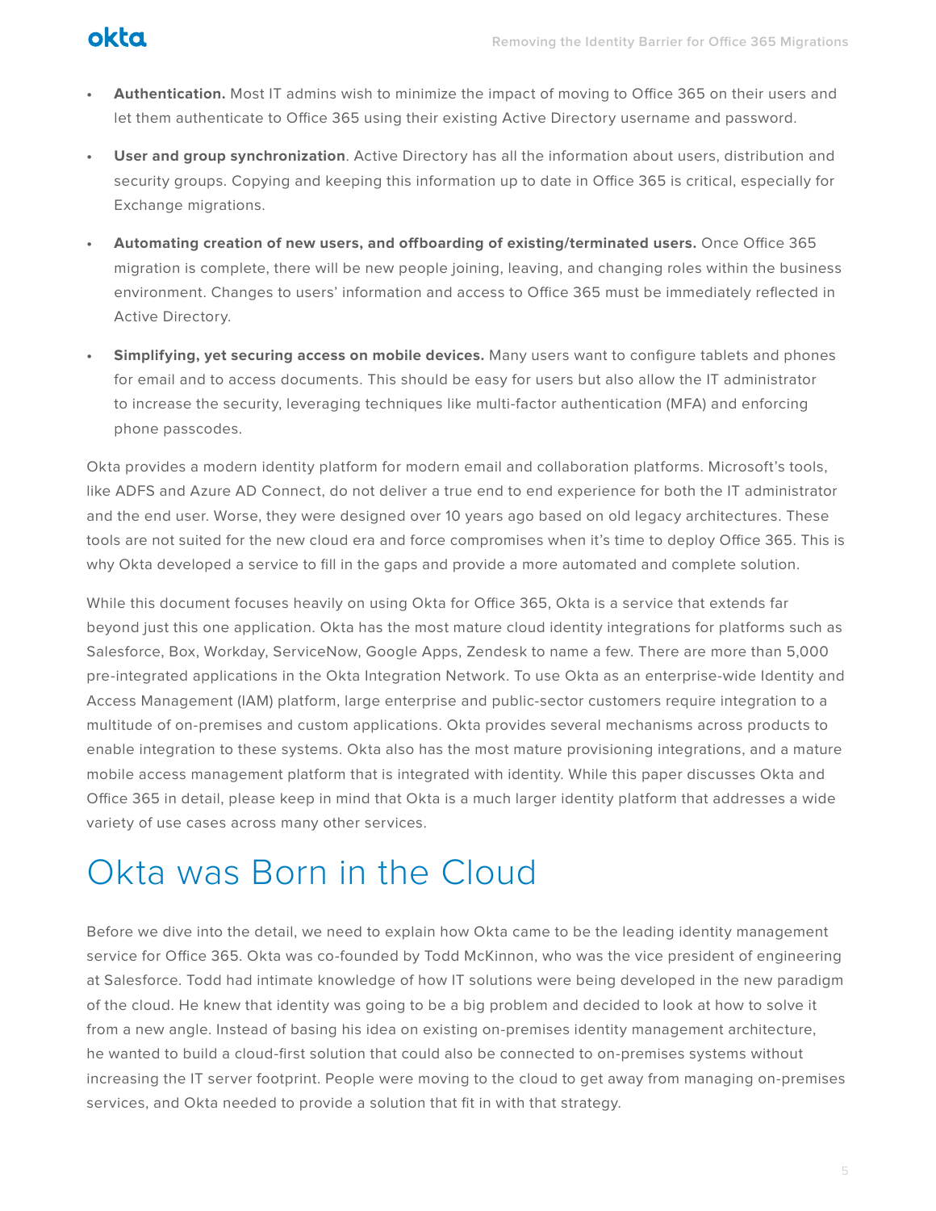- **Authentication.** Most IT admins wish to minimize the impact of moving to Office 365 on their users and let them authenticate to Office 365 using their existing Active Directory username and password.
- **User and group synchronization**. Active Directory has all the information about users, distribution and security groups. Copying and keeping this information up to date in Office 365 is critical, especially for Exchange migrations.
- **Automating creation of new users, and offboarding of existing/terminated users.** Once Office 365 migration is complete, there will be new people joining, leaving, and changing roles within the business environment. Changes to users' information and access to Office 365 must be immediately reflected in Active Directory.
- **Simplifying, yet securing access on mobile devices.** Many users want to configure tablets and phones for email and to access documents. This should be easy for users but also allow the IT administrator to increase the security, leveraging techniques like multi-factor authentication (MFA) and enforcing phone passcodes.

Okta provides a modern identity platform for modern email and collaboration platforms. Microsoft's tools, like ADFS and Azure AD Connect, do not deliver a true end to end experience for both the IT administrator and the end user. Worse, they were designed over 10 years ago based on old legacy architectures. These tools are not suited for the new cloud era and force compromises when it's time to deploy Office 365. This is why Okta developed a service to fill in the gaps and provide a more automated and complete solution.

While this document focuses heavily on using Okta for Office 365, Okta is a service that extends far beyond just this one application. Okta has the most mature cloud identity integrations for platforms such as Salesforce, Box, Workday, ServiceNow, Google Apps, Zendesk to name a few. There are more than 5,000 pre-integrated applications in the Okta Integration Network. To use Okta as an enterprise-wide Identity and Access Management (IAM) platform, large enterprise and public-sector customers require integration to a multitude of on-premises and custom applications. Okta provides several mechanisms across products to enable integration to these systems. Okta also has the most mature provisioning integrations, and a mature mobile access management platform that is integrated with identity. While this paper discusses Okta and Office 365 in detail, please keep in mind that Okta is a much larger identity platform that addresses a wide variety of use cases across many other services.

# Okta was Born in the Cloud

Before we dive into the detail, we need to explain how Okta came to be the leading identity management service for Office 365. Okta was co-founded by Todd McKinnon, who was the vice president of engineering at Salesforce. Todd had intimate knowledge of how IT solutions were being developed in the new paradigm of the cloud. He knew that identity was going to be a big problem and decided to look at how to solve it from a new angle. Instead of basing his idea on existing on-premises identity management architecture, he wanted to build a cloud-first solution that could also be connected to on-premises systems without increasing the IT server footprint. People were moving to the cloud to get away from managing on-premises services, and Okta needed to provide a solution that fit in with that strategy.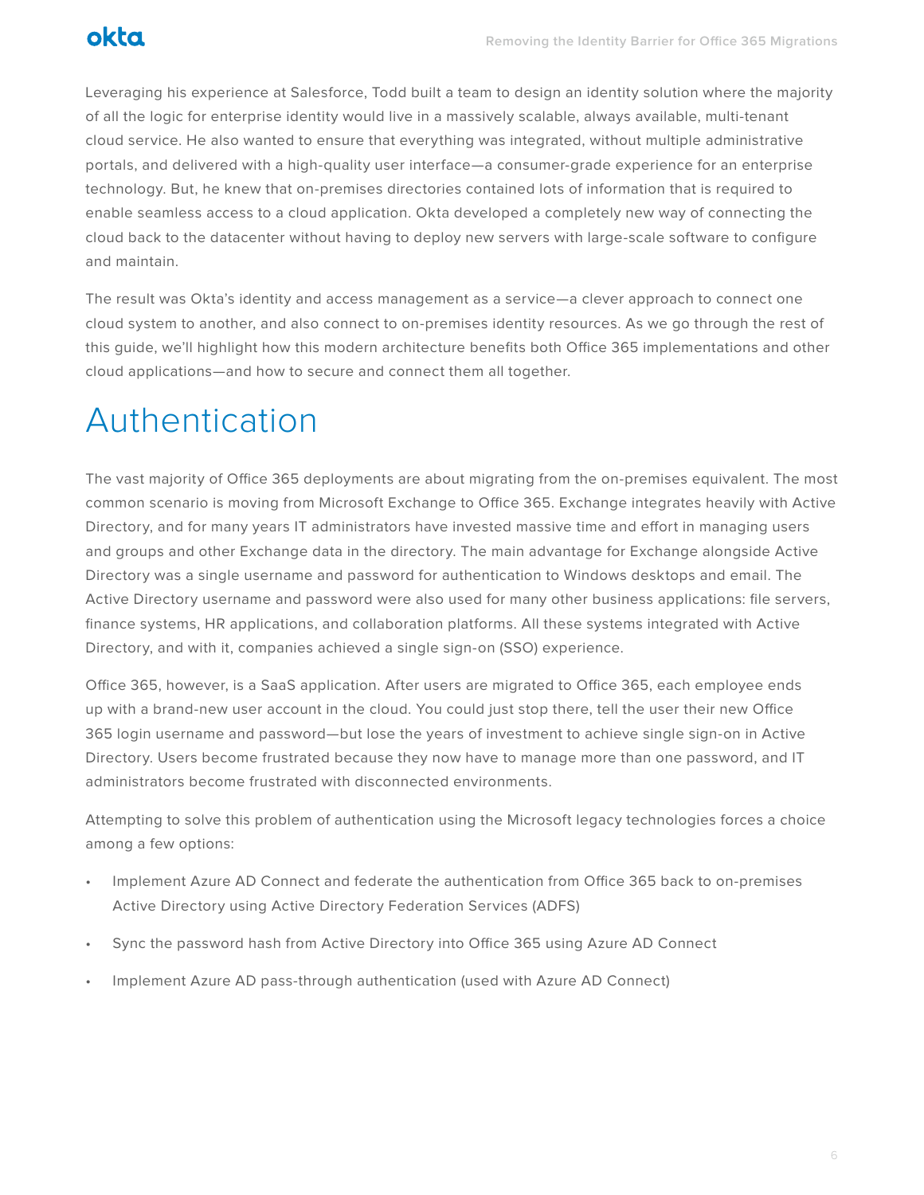Leveraging his experience at Salesforce, Todd built a team to design an identity solution where the majority of all the logic for enterprise identity would live in a massively scalable, always available, multi-tenant cloud service. He also wanted to ensure that everything was integrated, without multiple administrative portals, and delivered with a high-quality user interface—a consumer-grade experience for an enterprise technology. But, he knew that on-premises directories contained lots of information that is required to enable seamless access to a cloud application. Okta developed a completely new way of connecting the cloud back to the datacenter without having to deploy new servers with large-scale software to configure and maintain.

The result was Okta's identity and access management as a service—a clever approach to connect one cloud system to another, and also connect to on-premises identity resources. As we go through the rest of this guide, we'll highlight how this modern architecture benefits both Office 365 implementations and other cloud applications—and how to secure and connect them all together.

# Authentication

The vast majority of Office 365 deployments are about migrating from the on-premises equivalent. The most common scenario is moving from Microsoft Exchange to Office 365. Exchange integrates heavily with Active Directory, and for many years IT administrators have invested massive time and effort in managing users and groups and other Exchange data in the directory. The main advantage for Exchange alongside Active Directory was a single username and password for authentication to Windows desktops and email. The Active Directory username and password were also used for many other business applications: file servers, finance systems, HR applications, and collaboration platforms. All these systems integrated with Active Directory, and with it, companies achieved a single sign-on (SSO) experience.

Office 365, however, is a SaaS application. After users are migrated to Office 365, each employee ends up with a brand-new user account in the cloud. You could just stop there, tell the user their new Office 365 login username and password—but lose the years of investment to achieve single sign-on in Active Directory. Users become frustrated because they now have to manage more than one password, and IT administrators become frustrated with disconnected environments.

Attempting to solve this problem of authentication using the Microsoft legacy technologies forces a choice among a few options:

- Implement Azure AD Connect and federate the authentication from Office 365 back to on-premises Active Directory using Active Directory Federation Services (ADFS)
- Sync the password hash from Active Directory into Office 365 using Azure AD Connect
- Implement Azure AD pass-through authentication (used with Azure AD Connect)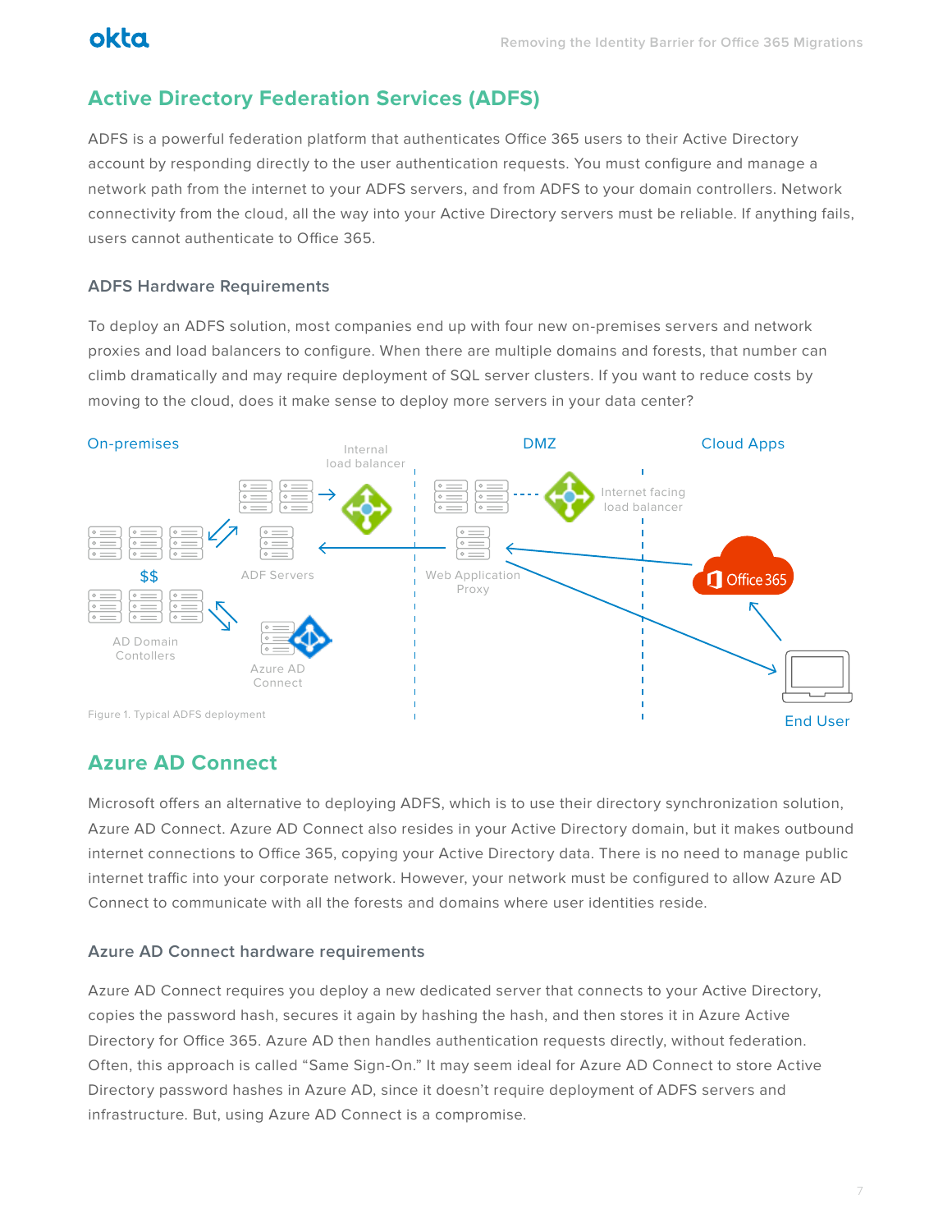## Active Directory Federation Services (ADFS)

ADFS is a powerful federation platform that authenticates Office 365 users to their Active Directory account by responding directly to the user authentication requests. You must configure and manage a network path from the internet to your ADFS servers, and from ADFS to your domain controllers. Network connectivity from the cloud, all the way into your Active Directory servers must be reliable. If anything fails, users cannot authenticate to Office 365.

### ADFS Hardware Requirements

To deploy an ADFS solution, most companies end up with four new on-premises servers and network proxies and load balancers to configure. When there are multiple domains and forests, that number can climb dramatically and may require deployment of SQL server clusters. If you want to reduce costs by moving to the cloud, does it make sense to deploy more servers in your data center?

Figure 1. Typical ADFS deployment

## Azure AD Connect

Microsoft offers an alternative to deploying ADFS, which is to use their directory synchronization solution, Azure AD Connect. Azure AD Connect also resides in your Active Directory domain, but it makes outbound internet connections to Office 365, copying your Active Directory data. There is no need to manage public internet traffic into your corporate network. However, your network must be configured to allow Azure AD Connect to communicate with all the forests and domains where user identities reside.

### Azure AD Connect hardware requirements

Azure AD Connect requires you deploy a new dedicated server that connects to your Active Directory, copies the password hash, secures it again by hashing the hash, and then stores it in Azure Active Directory for Office 365. Azure AD then handles authentication requests directly, without federation. Often, this approach is called “Same Sign-On.” It may seem ideal for Azure AD Connect to store Active Directory password hashes in Azure AD, since it doesn’t require deployment of ADFS servers and infrastructure. But, using Azure AD Connect is a compromise.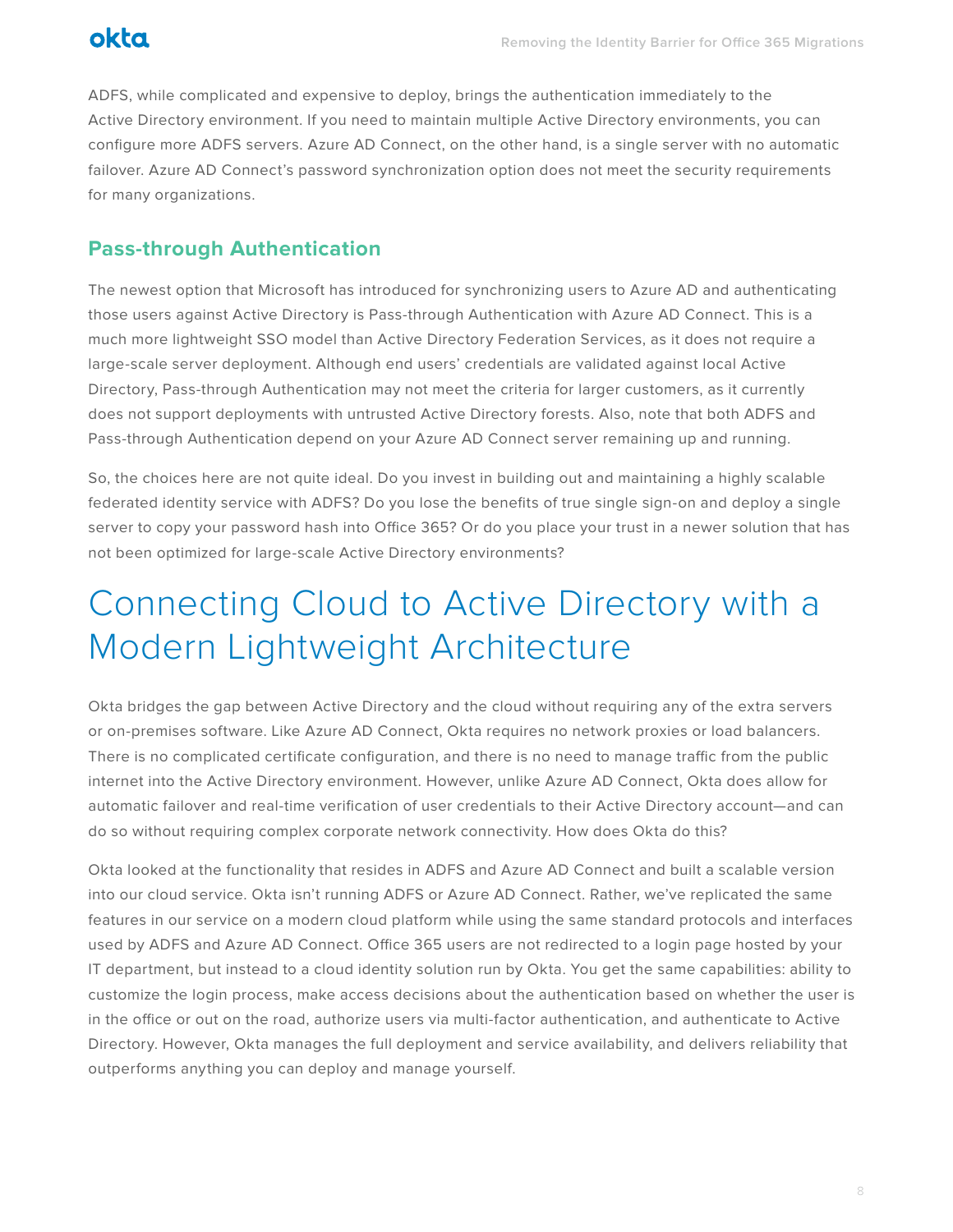ADFS, while complicated and expensive to deploy, brings the authentication immediately to the Active Directory environment. If you need to maintain multiple Active Directory environments, you can configure more ADFS servers. Azure AD Connect, on the other hand, is a single server with no automatic failover. Azure AD Connect's password synchronization option does not meet the security requirements for many organizations.

## Pass-through Authentication

The newest option that Microsoft has introduced for synchronizing users to Azure AD and authenticating those users against Active Directory is Pass-through Authentication with Azure AD Connect. This is a much more lightweight SSO model than Active Directory Federation Services, as it does not require a large-scale server deployment. Although end users' credentials are validated against local Active Directory, Pass-through Authentication may not meet the criteria for larger customers, as it currently does not support deployments with untrusted Active Directory forests. Also, note that both ADFS and Pass-through Authentication depend on your Azure AD Connect server remaining up and running.

So, the choices here are not quite ideal. Do you invest in building out and maintaining a highly scalable federated identity service with ADFS? Do you lose the benefits of true single sign-on and deploy a single server to copy your password hash into Office 365? Or do you place your trust in a newer solution that has not been optimized for large-scale Active Directory environments?

# Connecting Cloud to Active Directory with a Modern Lightweight Architecture

Okta bridges the gap between Active Directory and the cloud without requiring any of the extra servers or on-premises software. Like Azure AD Connect, Okta requires no network proxies or load balancers. There is no complicated certificate configuration, and there is no need to manage traffic from the public internet into the Active Directory environment. However, unlike Azure AD Connect, Okta does allow for automatic failover and real-time verification of user credentials to their Active Directory account—and can do so without requiring complex corporate network connectivity. How does Okta do this?

Okta looked at the functionality that resides in ADFS and Azure AD Connect and built a scalable version into our cloud service. Okta isn't running ADFS or Azure AD Connect. Rather, we've replicated the same features in our service on a modern cloud platform while using the same standard protocols and interfaces used by ADFS and Azure AD Connect. Office 365 users are not redirected to a login page hosted by your IT department, but instead to a cloud identity solution run by Okta. You get the same capabilities: ability to customize the login process, make access decisions about the authentication based on whether the user is in the office or out on the road, authorize users via multi-factor authentication, and authenticate to Active Directory. However, Okta manages the full deployment and service availability, and delivers reliability that outperforms anything you can deploy and manage yourself.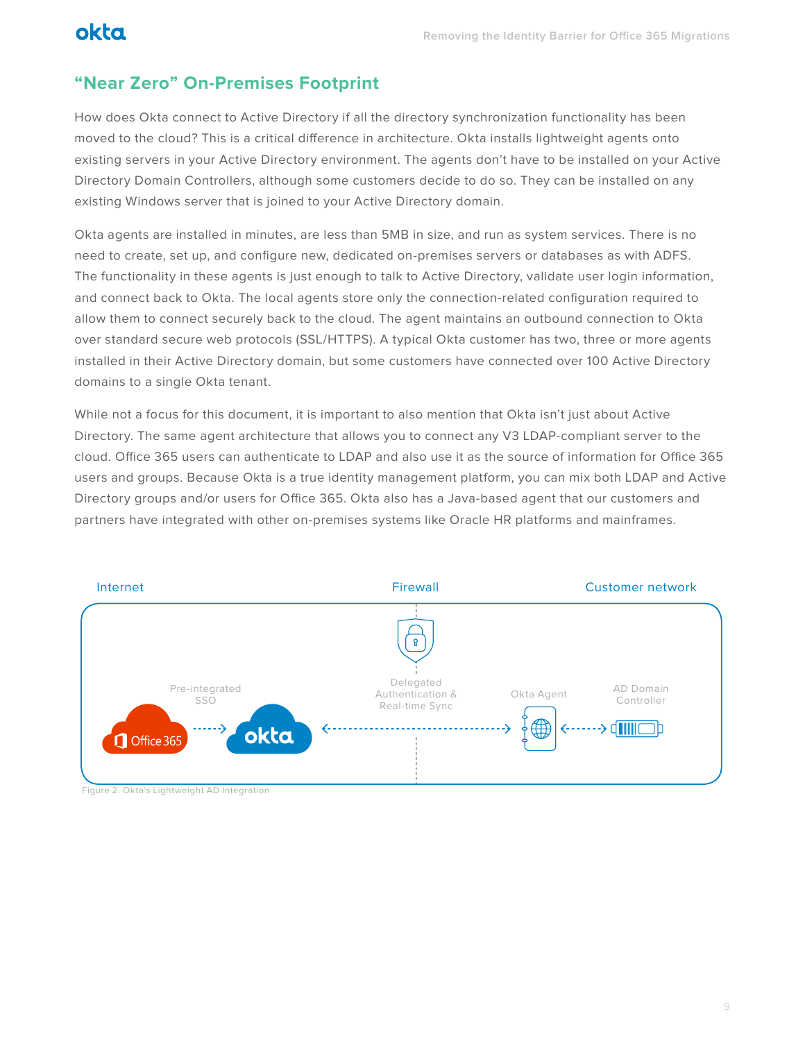## "Near Zero" On-Premises Footprint

How does Okta connect to Active Directory if all the directory synchronization functionality has been moved to the cloud? This is a critical difference in architecture. Okta installs lightweight agents onto existing servers in your Active Directory environment. The agents don't have to be installed on your Active Directory Domain Controllers, although some customers decide to do so. They can be installed on any existing Windows server that is joined to your Active Directory domain.

Okta agents are installed in minutes, are less than 5MB in size, and run as system services. There is no need to create, set up, and configure new, dedicated on-premises servers or databases as with ADFS. The functionality in these agents is just enough to talk to Active Directory, validate user login information, and connect back to Okta. The local agents store only the connection-related configuration required to allow them to connect securely back to the cloud. The agent maintains an outbound connection to Okta over standard secure web protocols (SSL/HTTPS). A typical Okta customer has two, three or more agents installed in their Active Directory domain, but some customers have connected over 100 Active Directory domains to a single Okta tenant.

While not a focus for this document, it is important to also mention that Okta isn't just about Active Directory. The same agent architecture that allows you to connect any V3 LDAP-compliant server to the cloud. Office 365 users can authenticate to LDAP and also use it as the source of information for Office 365 users and groups. Because Okta is a true identity management platform, you can mix both LDAP and Active Directory groups and/or users for Office 365. Okta also has a Java-based agent that our customers and partners have integrated with other on-premises systems like Oracle HR platforms and mainframes.

Figure 2. Okta's Lightweight AD Integration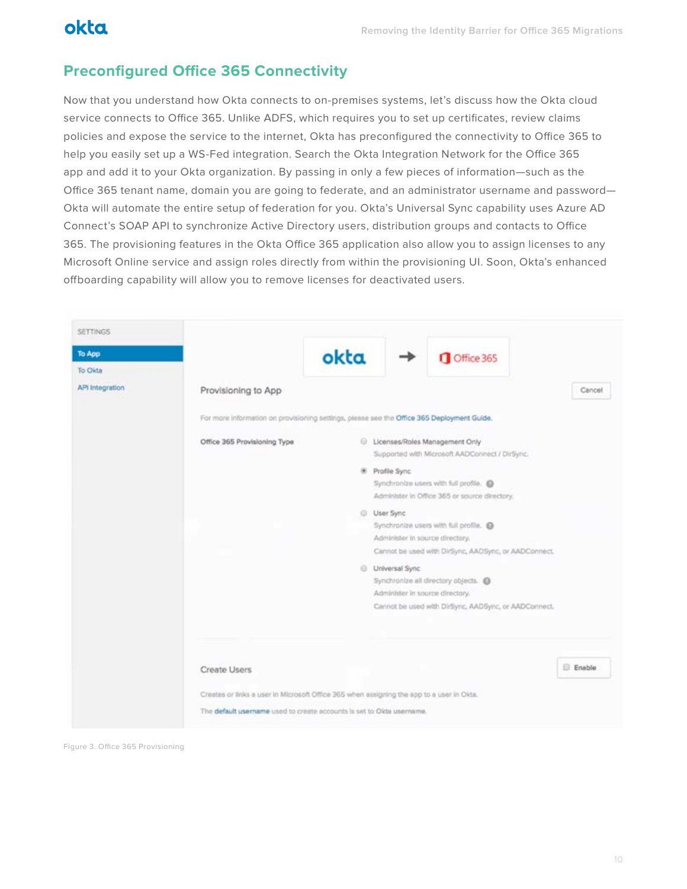## Preconfigured Office 365 Connectivity

Now that you understand how Okta connects to on-premises systems, let's discuss how the Okta cloud service connects to Office 365. Unlike ADFS, which requires you to set up certificates, review claims policies and expose the service to the internet, Okta has preconfigured the connectivity to Office 365 to help you easily set up a WS-Fed integration. Search the Okta Integration Network for the Office 365 app and add it to your Okta organization. By passing in only a few pieces of information—such as the Office 365 tenant name, domain you are going to federate, and an administrator username and password—Okta will automate the entire setup of federation for you. Okta's Universal Sync capability uses Azure AD Connect's SOAP API to synchronize Active Directory users, distribution groups and contacts to Office 365. The provisioning features in the Okta Office 365 application also allow you to assign licenses to any Microsoft Online service and assign roles directly from within the provisioning UI. Soon, Okta's enhanced offboarding capability will allow you to remove licenses for deactivated users.

Figure 3. Office 365 Provisioning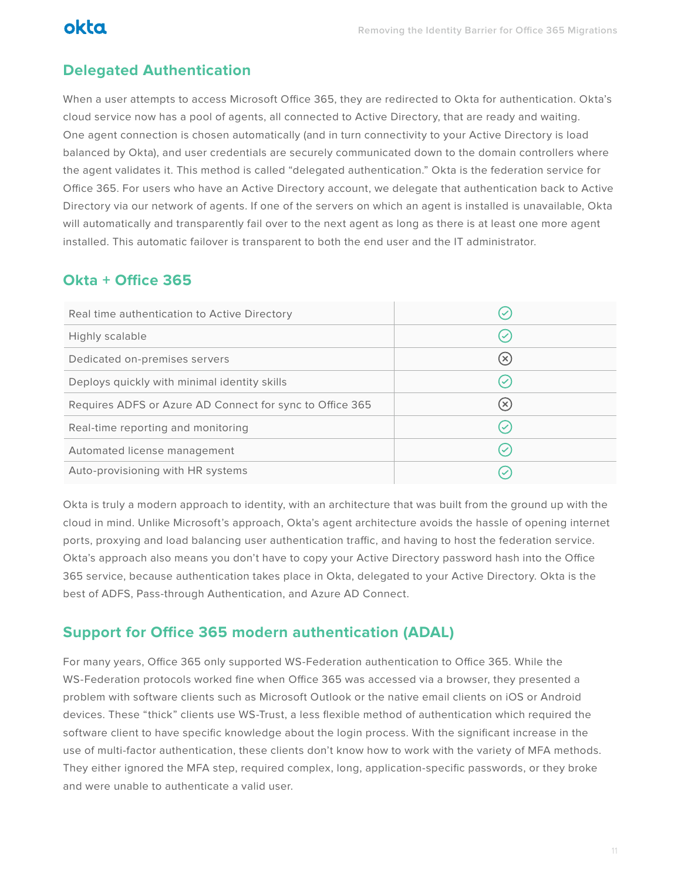## Delegated Authentication

When a user attempts to access Microsoft Office 365, they are redirected to Okta for authentication. Okta's cloud service now has a pool of agents, all connected to Active Directory, that are ready and waiting. One agent connection is chosen automatically (and in turn connectivity to your Active Directory is load balanced by Okta), and user credentials are securely communicated down to the domain controllers where the agent validates it. This method is called "delegated authentication." Okta is the federation service for Office 365. For users who have an Active Directory account, we delegate that authentication back to Active Directory via our network of agents. If one of the servers on which an agent is installed is unavailable, Okta will automatically and transparently fail over to the next agent as long as there is at least one more agent installed. This automatic failover is transparent to both the end user and the IT administrator.

## Okta + Office 365

| | |
|---|---|
| Real time authentication to Active Directory | ✓ |
| Highly scalable | ✓ |
| Dedicated on-premises servers | ✗ |
| Deploys quickly with minimal identity skills | ✓ |
| Requires ADFS or Azure AD Connect for sync to Office 365 | ✗ |
| Real-time reporting and monitoring | ✓ |
| Automated license management | ✓ |
| Auto-provisioning with HR systems | ✓ |

Okta is truly a modern approach to identity, with an architecture that was built from the ground up with the cloud in mind. Unlike Microsoft's approach, Okta's agent architecture avoids the hassle of opening internet ports, proxying and load balancing user authentication traffic, and having to host the federation service. Okta's approach also means you don't have to copy your Active Directory password hash into the Office 365 service, because authentication takes place in Okta, delegated to your Active Directory. Okta is the best of ADFS, Pass-through Authentication, and Azure AD Connect.

## Support for Office 365 modern authentication (ADAL)

For many years, Office 365 only supported WS-Federation authentication to Office 365. While the WS-Federation protocols worked fine when Office 365 was accessed via a browser, they presented a problem with software clients such as Microsoft Outlook or the native email clients on iOS or Android devices. These "thick" clients use WS-Trust, a less flexible method of authentication which required the software client to have specific knowledge about the login process. With the significant increase in the use of multi-factor authentication, these clients don't know how to work with the variety of MFA methods. They either ignored the MFA step, required complex, long, application-specific passwords, or they broke and were unable to authenticate a valid user.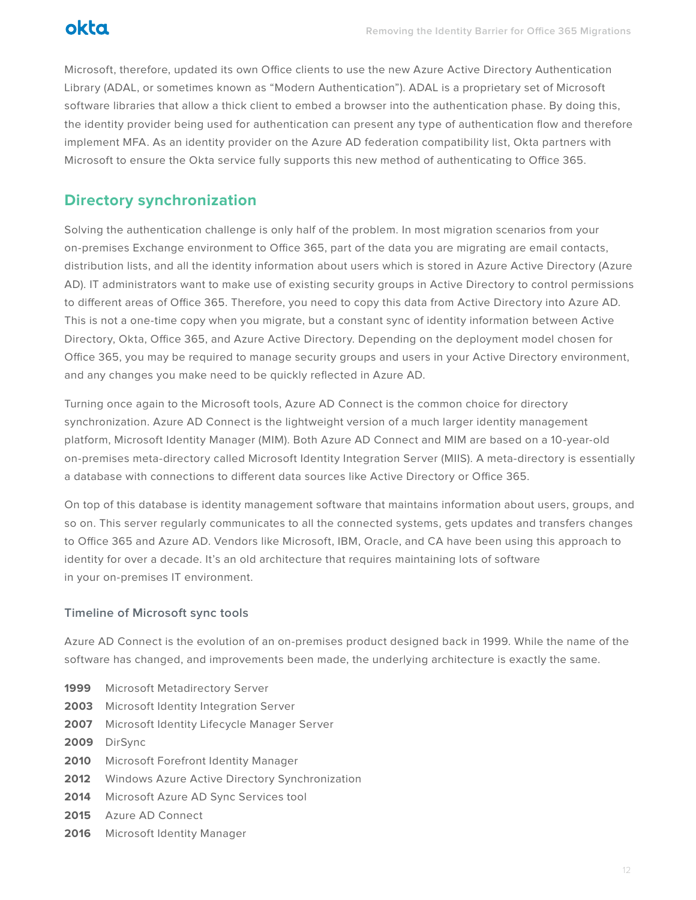Microsoft, therefore, updated its own Office clients to use the new Azure Active Directory Authentication Library (ADAL, or sometimes known as "Modern Authentication"). ADAL is a proprietary set of Microsoft software libraries that allow a thick client to embed a browser into the authentication phase. By doing this, the identity provider being used for authentication can present any type of authentication flow and therefore implement MFA. As an identity provider on the Azure AD federation compatibility list, Okta partners with Microsoft to ensure the Okta service fully supports this new method of authenticating to Office 365.

## Directory synchronization

Solving the authentication challenge is only half of the problem. In most migration scenarios from your on-premises Exchange environment to Office 365, part of the data you are migrating are email contacts, distribution lists, and all the identity information about users which is stored in Azure Active Directory (Azure AD). IT administrators want to make use of existing security groups in Active Directory to control permissions to different areas of Office 365. Therefore, you need to copy this data from Active Directory into Azure AD. This is not a one-time copy when you migrate, but a constant sync of identity information between Active Directory, Okta, Office 365, and Azure Active Directory. Depending on the deployment model chosen for Office 365, you may be required to manage security groups and users in your Active Directory environment, and any changes you make need to be quickly reflected in Azure AD.

Turning once again to the Microsoft tools, Azure AD Connect is the common choice for directory synchronization. Azure AD Connect is the lightweight version of a much larger identity management platform, Microsoft Identity Manager (MIM). Both Azure AD Connect and MIM are based on a 10-year-old on-premises meta-directory called Microsoft Identity Integration Server (MIIS). A meta-directory is essentially a database with connections to different data sources like Active Directory or Office 365.

On top of this database is identity management software that maintains information about users, groups, and so on. This server regularly communicates to all the connected systems, gets updates and transfers changes to Office 365 and Azure AD. Vendors like Microsoft, IBM, Oracle, and CA have been using this approach to identity for over a decade. It's an old architecture that requires maintaining lots of software in your on-premises IT environment.

### Timeline of Microsoft sync tools

Azure AD Connect is the evolution of an on-premises product designed back in 1999. While the name of the software has changed, and improvements been made, the underlying architecture is exactly the same.

**1999** Microsoft Metadirectory Server
**2003** Microsoft Identity Integration Server
**2007** Microsoft Identity Lifecycle Manager Server
**2009** DirSync
**2010** Microsoft Forefront Identity Manager
**2012** Windows Azure Active Directory Synchronization
**2014** Microsoft Azure AD Sync Services tool
**2015** Azure AD Connect
**2016** Microsoft Identity Manager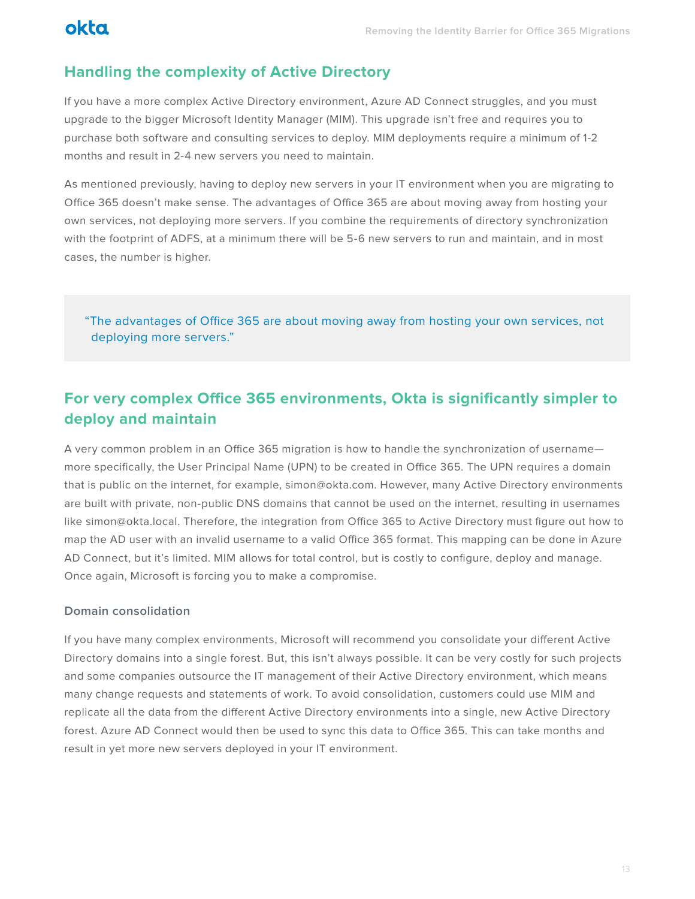## Handling the complexity of Active Directory

If you have a more complex Active Directory environment, Azure AD Connect struggles, and you must upgrade to the bigger Microsoft Identity Manager (MIM). This upgrade isn't free and requires you to purchase both software and consulting services to deploy. MIM deployments require a minimum of 1-2 months and result in 2-4 new servers you need to maintain.

As mentioned previously, having to deploy new servers in your IT environment when you are migrating to Office 365 doesn't make sense. The advantages of Office 365 are about moving away from hosting your own services, not deploying more servers. If you combine the requirements of directory synchronization with the footprint of ADFS, at a minimum there will be 5-6 new servers to run and maintain, and in most cases, the number is higher.

> "The advantages of Office 365 are about moving away from hosting your own services, not deploying more servers."

## For very complex Office 365 environments, Okta is significantly simpler to deploy and maintain

A very common problem in an Office 365 migration is how to handle the synchronization of username—more specifically, the User Principal Name (UPN) to be created in Office 365. The UPN requires a domain that is public on the internet, for example, simon@okta.com. However, many Active Directory environments are built with private, non-public DNS domains that cannot be used on the internet, resulting in usernames like simon@okta.local. Therefore, the integration from Office 365 to Active Directory must figure out how to map the AD user with an invalid username to a valid Office 365 format. This mapping can be done in Azure AD Connect, but it's limited. MIM allows for total control, but is costly to configure, deploy and manage. Once again, Microsoft is forcing you to make a compromise.

### Domain consolidation

If you have many complex environments, Microsoft will recommend you consolidate your different Active Directory domains into a single forest. But, this isn't always possible. It can be very costly for such projects and some companies outsource the IT management of their Active Directory environment, which means many change requests and statements of work. To avoid consolidation, customers could use MIM and replicate all the data from the different Active Directory environments into a single, new Active Directory forest. Azure AD Connect would then be used to sync this data to Office 365. This can take months and result in yet more new servers deployed in your IT environment.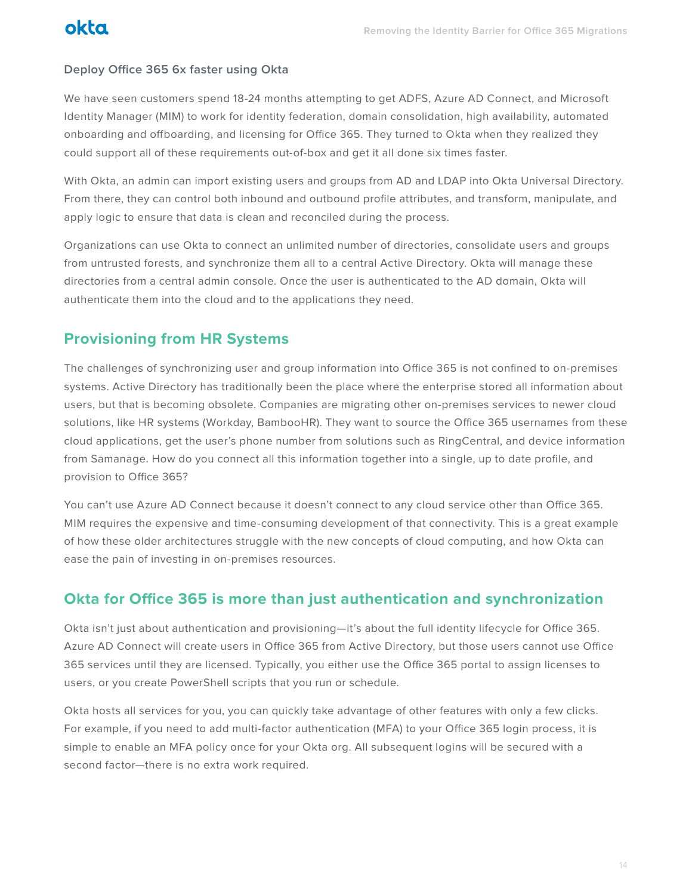### Deploy Office 365 6x faster using Okta

We have seen customers spend 18-24 months attempting to get ADFS, Azure AD Connect, and Microsoft Identity Manager (MIM) to work for identity federation, domain consolidation, high availability, automated onboarding and offboarding, and licensing for Office 365. They turned to Okta when they realized they could support all of these requirements out-of-box and get it all done six times faster.

With Okta, an admin can import existing users and groups from AD and LDAP into Okta Universal Directory. From there, they can control both inbound and outbound profile attributes, and transform, manipulate, and apply logic to ensure that data is clean and reconciled during the process.

Organizations can use Okta to connect an unlimited number of directories, consolidate users and groups from untrusted forests, and synchronize them all to a central Active Directory. Okta will manage these directories from a central admin console. Once the user is authenticated to the AD domain, Okta will authenticate them into the cloud and to the applications they need.

## Provisioning from HR Systems

The challenges of synchronizing user and group information into Office 365 is not confined to on-premises systems. Active Directory has traditionally been the place where the enterprise stored all information about users, but that is becoming obsolete. Companies are migrating other on-premises services to newer cloud solutions, like HR systems (Workday, BambooHR). They want to source the Office 365 usernames from these cloud applications, get the user's phone number from solutions such as RingCentral, and device information from Samanage. How do you connect all this information together into a single, up to date profile, and provision to Office 365?

You can't use Azure AD Connect because it doesn't connect to any cloud service other than Office 365. MIM requires the expensive and time-consuming development of that connectivity. This is a great example of how these older architectures struggle with the new concepts of cloud computing, and how Okta can ease the pain of investing in on-premises resources.

## Okta for Office 365 is more than just authentication and synchronization

Okta isn't just about authentication and provisioning—it's about the full identity lifecycle for Office 365. Azure AD Connect will create users in Office 365 from Active Directory, but those users cannot use Office 365 services until they are licensed. Typically, you either use the Office 365 portal to assign licenses to users, or you create PowerShell scripts that you run or schedule.

Okta hosts all services for you, you can quickly take advantage of other features with only a few clicks. For example, if you need to add multi-factor authentication (MFA) to your Office 365 login process, it is simple to enable an MFA policy once for your Okta org. All subsequent logins will be secured with a second factor—there is no extra work required.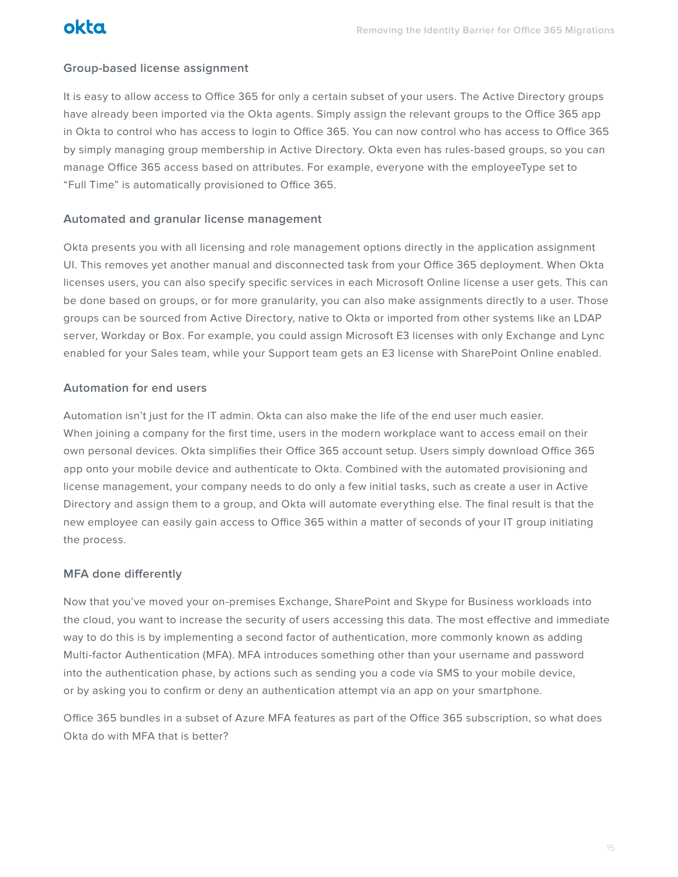### Group-based license assignment

It is easy to allow access to Office 365 for only a certain subset of your users. The Active Directory groups have already been imported via the Okta agents. Simply assign the relevant groups to the Office 365 app in Okta to control who has access to login to Office 365. You can now control who has access to Office 365 by simply managing group membership in Active Directory. Okta even has rules-based groups, so you can manage Office 365 access based on attributes. For example, everyone with the employeeType set to “Full Time” is automatically provisioned to Office 365.

### Automated and granular license management

Okta presents you with all licensing and role management options directly in the application assignment UI. This removes yet another manual and disconnected task from your Office 365 deployment. When Okta licenses users, you can also specify specific services in each Microsoft Online license a user gets. This can be done based on groups, or for more granularity, you can also make assignments directly to a user. Those groups can be sourced from Active Directory, native to Okta or imported from other systems like an LDAP server, Workday or Box. For example, you could assign Microsoft E3 licenses with only Exchange and Lync enabled for your Sales team, while your Support team gets an E3 license with SharePoint Online enabled.

### Automation for end users

Automation isn’t just for the IT admin. Okta can also make the life of the end user much easier. When joining a company for the first time, users in the modern workplace want to access email on their own personal devices. Okta simplifies their Office 365 account setup. Users simply download Office 365 app onto your mobile device and authenticate to Okta. Combined with the automated provisioning and license management, your company needs to do only a few initial tasks, such as create a user in Active Directory and assign them to a group, and Okta will automate everything else. The final result is that the new employee can easily gain access to Office 365 within a matter of seconds of your IT group initiating the process.

### MFA done differently

Now that you’ve moved your on-premises Exchange, SharePoint and Skype for Business workloads into the cloud, you want to increase the security of users accessing this data. The most effective and immediate way to do this is by implementing a second factor of authentication, more commonly known as adding Multi-factor Authentication (MFA). MFA introduces something other than your username and password into the authentication phase, by actions such as sending you a code via SMS to your mobile device, or by asking you to confirm or deny an authentication attempt via an app on your smartphone.

Office 365 bundles in a subset of Azure MFA features as part of the Office 365 subscription, so what does Okta do with MFA that is better?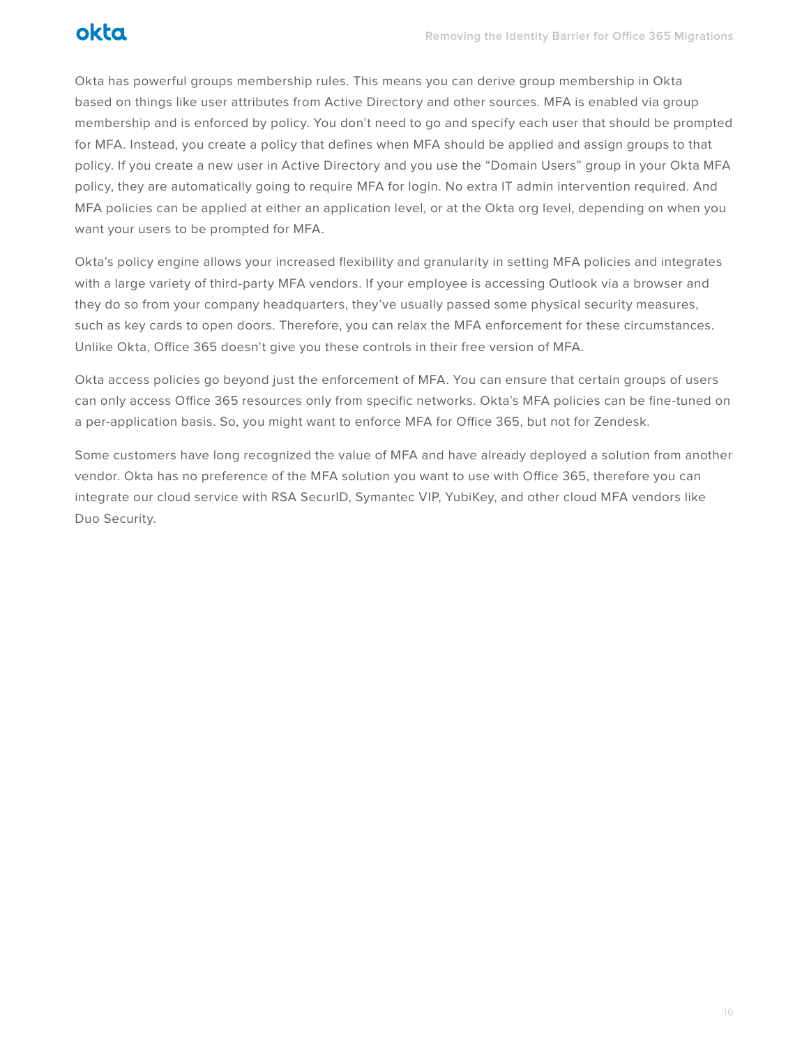Okta has powerful groups membership rules. This means you can derive group membership in Okta based on things like user attributes from Active Directory and other sources. MFA is enabled via group membership and is enforced by policy. You don't need to go and specify each user that should be prompted for MFA. Instead, you create a policy that defines when MFA should be applied and assign groups to that policy. If you create a new user in Active Directory and you use the "Domain Users" group in your Okta MFA policy, they are automatically going to require MFA for login. No extra IT admin intervention required. And MFA policies can be applied at either an application level, or at the Okta org level, depending on when you want your users to be prompted for MFA.

Okta's policy engine allows your increased flexibility and granularity in setting MFA policies and integrates with a large variety of third-party MFA vendors. If your employee is accessing Outlook via a browser and they do so from your company headquarters, they've usually passed some physical security measures, such as key cards to open doors. Therefore, you can relax the MFA enforcement for these circumstances. Unlike Okta, Office 365 doesn't give you these controls in their free version of MFA.

Okta access policies go beyond just the enforcement of MFA. You can ensure that certain groups of users can only access Office 365 resources only from specific networks. Okta's MFA policies can be fine-tuned on a per-application basis. So, you might want to enforce MFA for Office 365, but not for Zendesk.

Some customers have long recognized the value of MFA and have already deployed a solution from another vendor. Okta has no preference of the MFA solution you want to use with Office 365, therefore you can integrate our cloud service with RSA SecurID, Symantec VIP, YubiKey, and other cloud MFA vendors like Duo Security.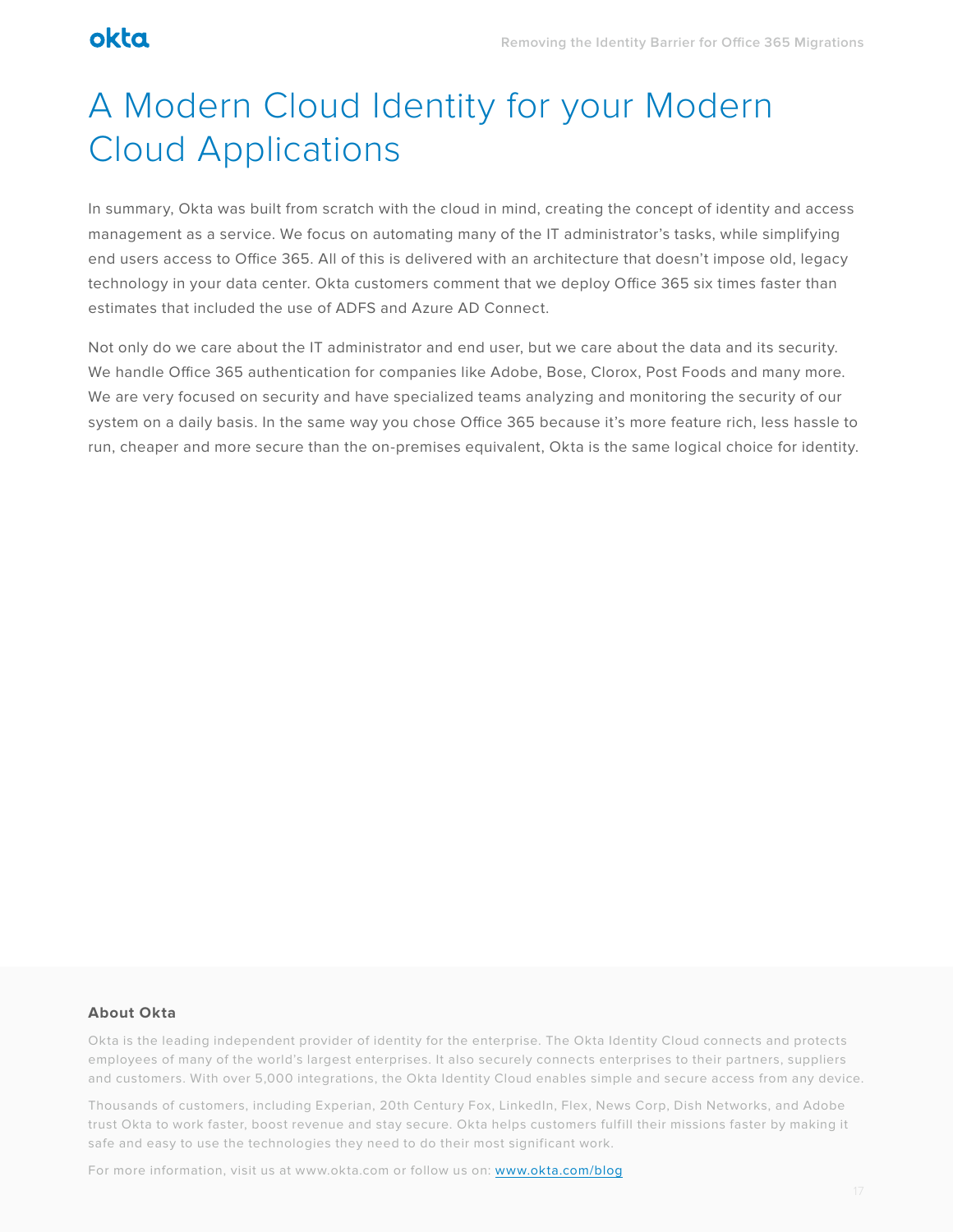# A Modern Cloud Identity for your Modern Cloud Applications

In summary, Okta was built from scratch with the cloud in mind, creating the concept of identity and access management as a service. We focus on automating many of the IT administrator's tasks, while simplifying end users access to Office 365. All of this is delivered with an architecture that doesn't impose old, legacy technology in your data center. Okta customers comment that we deploy Office 365 six times faster than estimates that included the use of ADFS and Azure AD Connect.

Not only do we care about the IT administrator and end user, but we care about the data and its security. We handle Office 365 authentication for companies like Adobe, Bose, Clorox, Post Foods and many more. We are very focused on security and have specialized teams analyzing and monitoring the security of our system on a daily basis. In the same way you chose Office 365 because it's more feature rich, less hassle to run, cheaper and more secure than the on-premises equivalent, Okta is the same logical choice for identity.

**About Okta**

Okta is the leading independent provider of identity for the enterprise. The Okta Identity Cloud connects and protects employees of many of the world's largest enterprises. It also securely connects enterprises to their partners, suppliers and customers. With over 5,000 integrations, the Okta Identity Cloud enables simple and secure access from any device.

Thousands of customers, including Experian, 20th Century Fox, LinkedIn, Flex, News Corp, Dish Networks, and Adobe trust Okta to work faster, boost revenue and stay secure. Okta helps customers fulfill their missions faster by making it safe and easy to use the technologies they need to do their most significant work.

For more information, visit us at www.okta.com or follow us on: [www.okta.com/blog](www.okta.com/blog)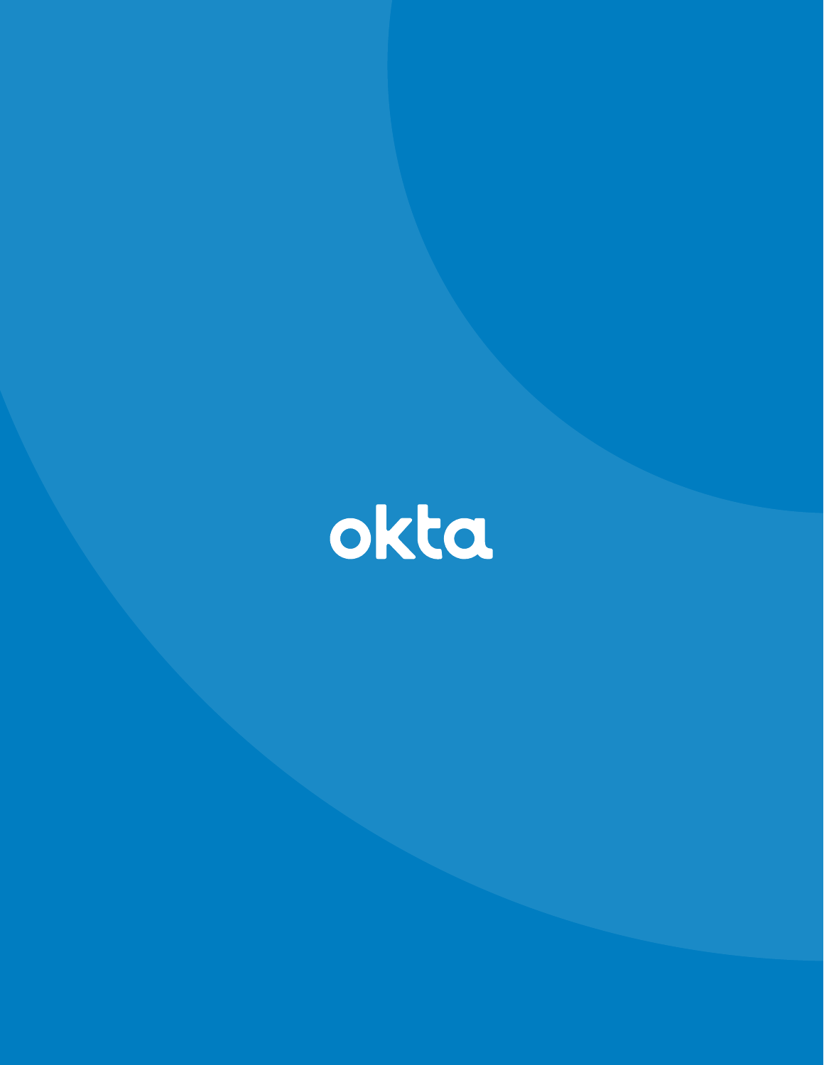okta